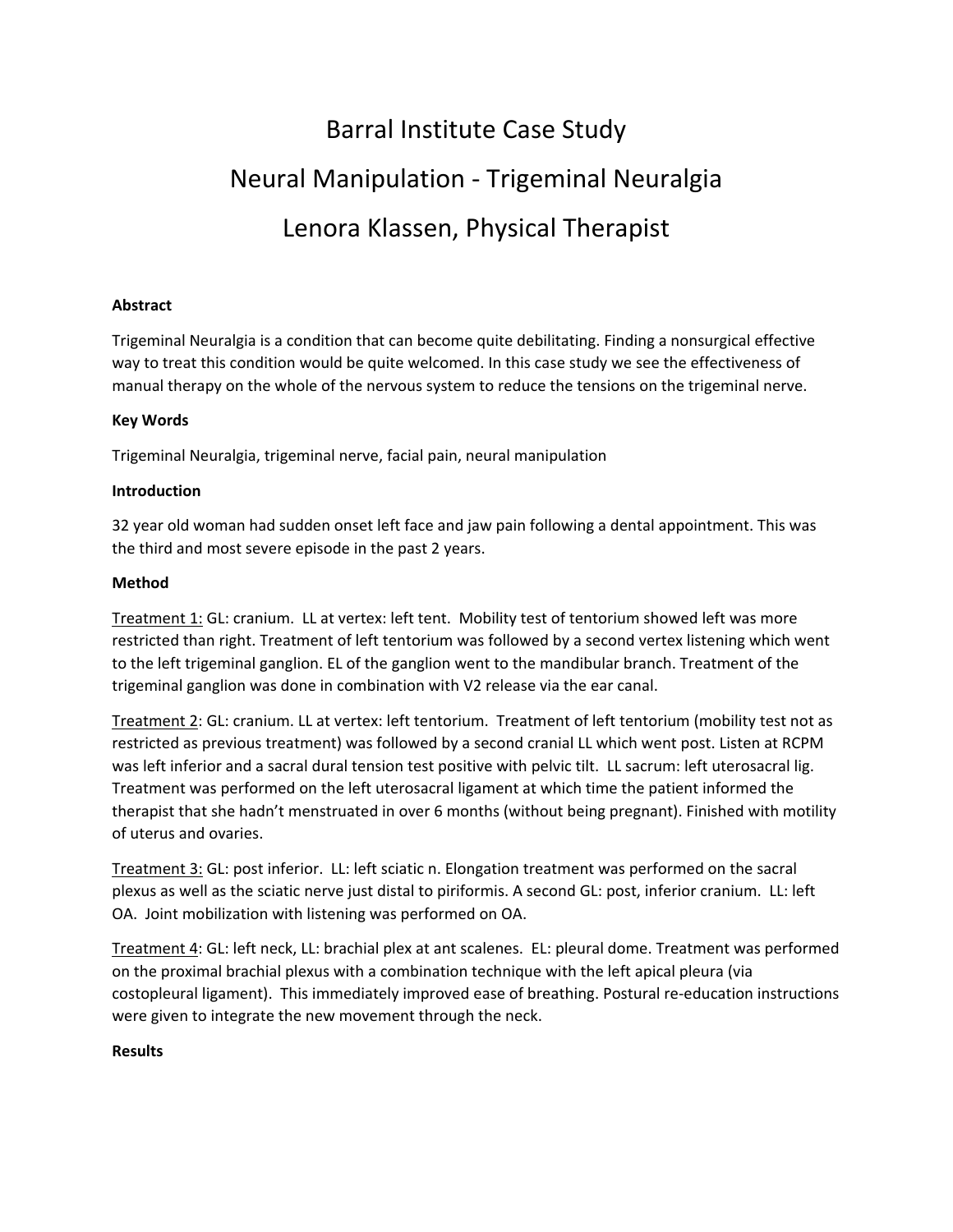# Barral Institute Case Study

# Neural Manipulation - Trigeminal Neuralgia

# Lenora Klassen, Physical Therapist

**Abstract**

Trigeminal Neuralgia is a condition that can become quite debilitating. Finding a nonsurgical effective way to treat this condition would be quite welcomed. In this case study we see the effectiveness of manual therapy on the whole of the nervous system to reduce the tensions on the trigeminal nerve.

**Key Words**

Trigeminal Neuralgia, trigeminal nerve, facial pain, neural manipulation

**Introduction**

32 year old woman had sudden onset left face and jaw pain following a dental appointment. This was the third and most severe episode in the past 2 years.

**Method**

<u>Treatment 1:</u> GL: cranium. LL at vertex: left tent. Mobility test of tentorium showed left was more restricted than right. Treatment of left tentorium was followed by a second vertex listening which went to the left trigeminal ganglion. EL of the ganglion went to the mandibular branch. Treatment of the trigeminal ganglion was done in combination with V2 release via the ear canal.

<u>Treatment 2</u>: GL: cranium. LL at vertex: left tentorium. Treatment of left tentorium (mobility test not as restricted as previous treatment) was followed by a second cranial LL which went post. Listen at RCPM was left inferior and a sacral dural tension test positive with pelvic tilt. LL sacrum: left uterosacral lig. Treatment was performed on the left uterosacral ligament at which time the patient informed the therapist that she hadn't menstruated in over 6 months (without being pregnant). Finished with motility of uterus and ovaries.

<u>Treatment 3:</u> GL: post inferior. LL: left sciatic n. Elongation treatment was performed on the sacral plexus as well as the sciatic nerve just distal to piriformis. A second GL: post, inferior cranium. LL: left OA. Joint mobilization with listening was performed on OA.

<u>Treatment 4</u>: GL: left neck, LL: brachial plex at ant scalenes. EL: pleural dome. Treatment was performed on the proximal brachial plexus with a combination technique with the left apical pleura (via costopleural ligament). This immediately improved ease of breathing. Postural re-education instructions were given to integrate the new movement through the neck.

**Results**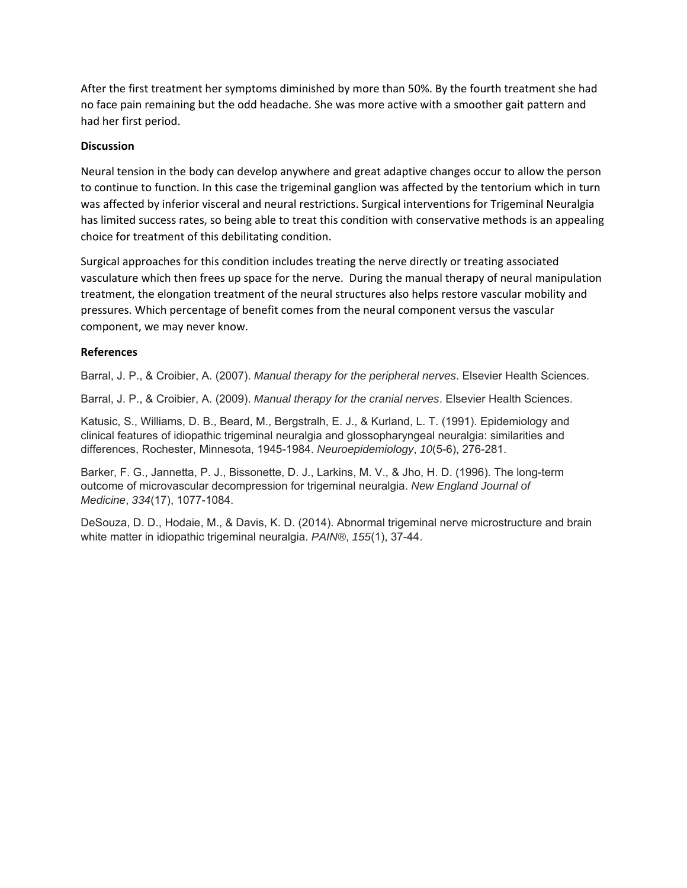After the first treatment her symptoms diminished by more than 50%. By the fourth treatment she had no face pain remaining but the odd headache. She was more active with a smoother gait pattern and had her first period.

**Discussion**

Neural tension in the body can develop anywhere and great adaptive changes occur to allow the person to continue to function. In this case the trigeminal ganglion was affected by the tentorium which in turn was affected by inferior visceral and neural restrictions. Surgical interventions for Trigeminal Neuralgia has limited success rates, so being able to treat this condition with conservative methods is an appealing choice for treatment of this debilitating condition.

Surgical approaches for this condition includes treating the nerve directly or treating associated vasculature which then frees up space for the nerve. During the manual therapy of neural manipulation treatment, the elongation treatment of the neural structures also helps restore vascular mobility and pressures. Which percentage of benefit comes from the neural component versus the vascular component, we may never know.

**References**

Barral, J. P., & Croibier, A. (2007). *Manual therapy for the peripheral nerves*. Elsevier Health Sciences.

Barral, J. P., & Croibier, A. (2009). *Manual therapy for the cranial nerves*. Elsevier Health Sciences.

Katusic, S., Williams, D. B., Beard, M., Bergstralh, E. J., & Kurland, L. T. (1991). Epidemiology and clinical features of idiopathic trigeminal neuralgia and glossopharyngeal neuralgia: similarities and differences, Rochester, Minnesota, 1945-1984. *Neuroepidemiology*, *10*(5-6), 276-281.

Barker, F. G., Jannetta, P. J., Bissonette, D. J., Larkins, M. V., & Jho, H. D. (1996). The long-term outcome of microvascular decompression for trigeminal neuralgia. *New England Journal of Medicine*, *334*(17), 1077-1084.

DeSouza, D. D., Hodaie, M., & Davis, K. D. (2014). Abnormal trigeminal nerve microstructure and brain white matter in idiopathic trigeminal neuralgia. *PAIN®*, *155*(1), 37-44.